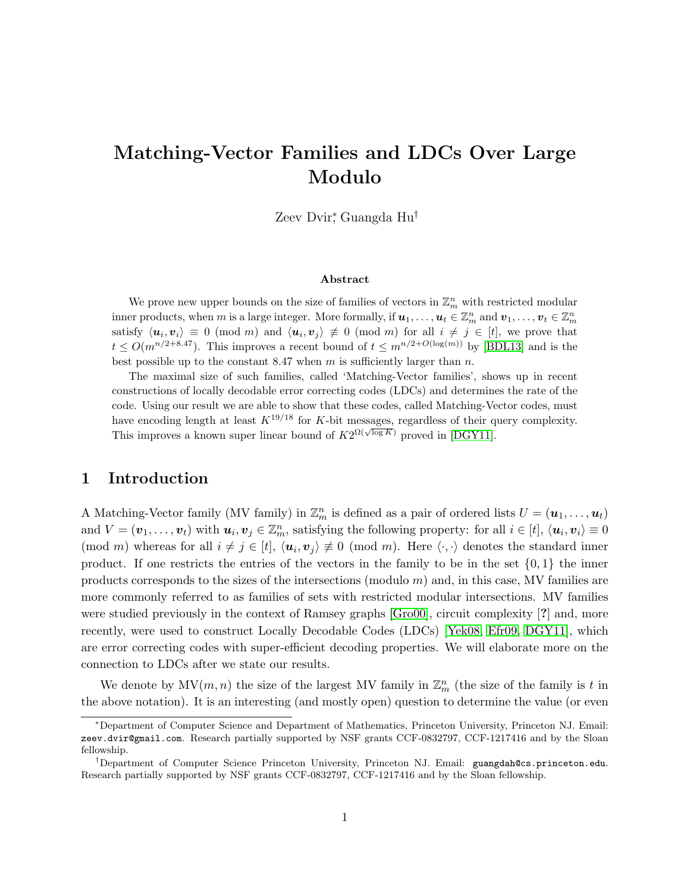# Matching-Vector Families and LDCs Over Large Modulo

Zeev Dvir*, Guangda Hu†

### Abstract

We prove new upper bounds on the size of families of vectors in $\mathbb{Z}_m^n$ with restricted modular inner products, when $m$ is a large integer. More formally, if $\boldsymbol{u}_1, \ldots, \boldsymbol{u}_t \in \mathbb{Z}_m^n$ and $\boldsymbol{v}_1, \ldots, \boldsymbol{v}_t \in \mathbb{Z}_m^n$ satisfy $\langle \boldsymbol{u}_i, \boldsymbol{v}_i \rangle \equiv 0 \pmod{m}$ and $\langle \boldsymbol{u}_i, \boldsymbol{v}_j \rangle \not\equiv 0 \pmod{m}$ for all $i \neq j \in [t]$, we prove that $t \leq O(m^{n/2+8.47})$. This improves a recent bound of $t \leq m^{n/2+O(\log(m))}$ by [BDL13] and is the best possible up to the constant 8.47 when $m$ is sufficiently larger than $n$.

The maximal size of such families, called 'Matching-Vector families', shows up in recent constructions of locally decodable error correcting codes (LDCs) and determines the rate of the code. Using our result we are able to show that these codes, called Matching-Vector codes, must have encoding length at least $K^{19/18}$ for $K$-bit messages, regardless of their query complexity. This improves a known super linear bound of $K2^{\Omega(\sqrt{\log K})}$ proved in [DGY11].

## 1 Introduction

A Matching-Vector family (MV family) in $\mathbb{Z}_m^n$ is defined as a pair of ordered lists $U = (\boldsymbol{u}_1, \ldots, \boldsymbol{u}_t)$ and $V = (\boldsymbol{v}_1, \ldots, \boldsymbol{v}_t)$ with $\boldsymbol{u}_i, \boldsymbol{v}_j \in \mathbb{Z}_m^n$, satisfying the following property: for all $i \in [t]$, $\langle \boldsymbol{u}_i, \boldsymbol{v}_i \rangle \equiv 0 \pmod{m}$ whereas for all $i \neq j \in [t]$, $\langle \boldsymbol{u}_i, \boldsymbol{v}_j \rangle \not\equiv 0 \pmod{m}$. Here $\langle \cdot, \cdot \rangle$ denotes the standard inner product. If one restricts the entries of the vectors in the family to be in the set $\{0, 1\}$ the inner products corresponds to the sizes of the intersections (modulo $m$) and, in this case, MV families are more commonly referred to as families of sets with restricted modular intersections. MV families were studied previously in the context of Ramsey graphs [Gro00], circuit complexity [?] and, more recently, were used to construct Locally Decodable Codes (LDCs) [Yek08, Efr09, DGY11], which are error correcting codes with super-efficient decoding properties. We will elaborate more on the connection to LDCs after we state our results.

We denote by $\text{MV}(m, n)$ the size of the largest MV family in $\mathbb{Z}_m^n$ (the size of the family is $t$ in the above notation). It is an interesting (and mostly open) question to determine the value (or even

---

*Department of Computer Science and Department of Mathematics, Princeton University, Princeton NJ. Email: zeev.dvir@gmail.com. Research partially supported by NSF grants CCF-0832797, CCF-1217416 and by the Sloan fellowship.

†Department of Computer Science Princeton University, Princeton NJ. Email: guangdah@cs.princeton.edu. Research partially supported by NSF grants CCF-0832797, CCF-1217416 and by the Sloan fellowship.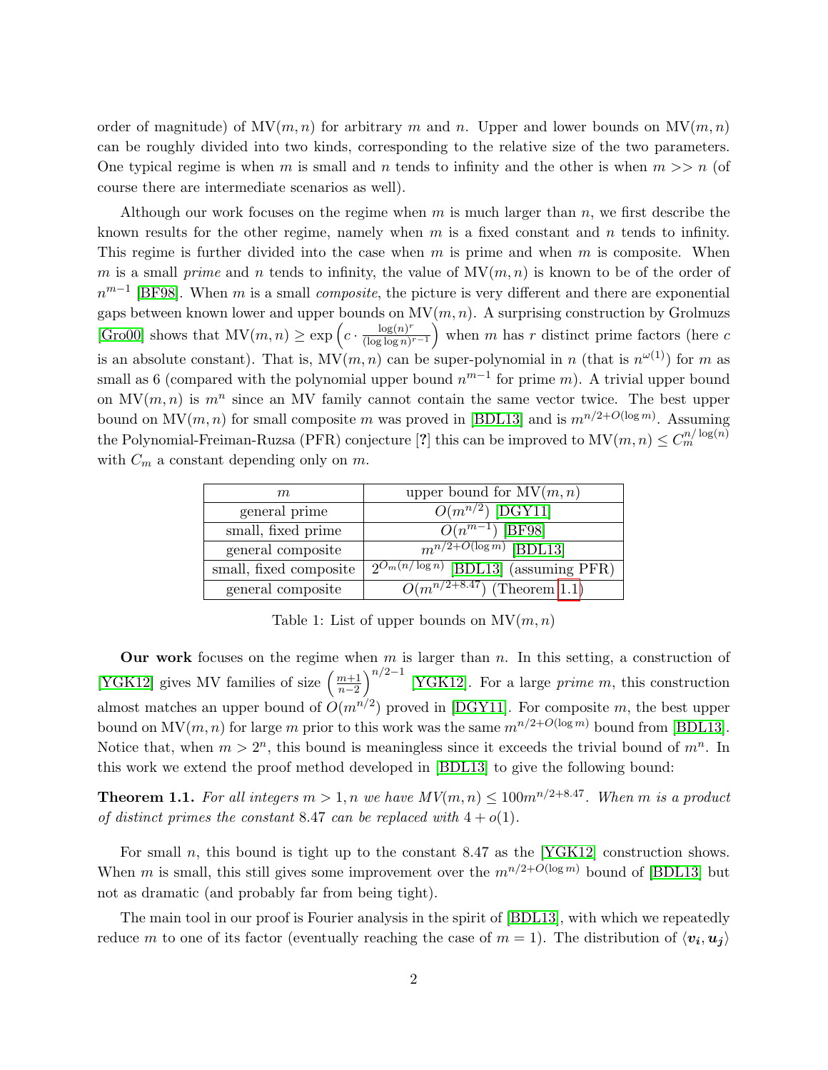order of magnitude) of $\mathrm{MV}(m,n)$ for arbitrary $m$ and $n$. Upper and lower bounds on $\mathrm{MV}(m,n)$ can be roughly divided into two kinds, corresponding to the relative size of the two parameters. One typical regime is when $m$ is small and $n$ tends to infinity and the other is when $m >> n$ (of course there are intermediate scenarios as well).

Although our work focuses on the regime when $m$ is much larger than $n$, we first describe the known results for the other regime, namely when $m$ is a fixed constant and $n$ tends to infinity. This regime is further divided into the case when $m$ is prime and when $m$ is composite. When $m$ is a small *prime* and $n$ tends to infinity, the value of $\mathrm{MV}(m,n)$ is known to be of the order of $n^{m-1}$ [BF98]. When $m$ is a small *composite*, the picture is very different and there are exponential gaps between known lower and upper bounds on $\mathrm{MV}(m,n)$. A surprising construction by Grolmuzs [Gro00] shows that $\mathrm{MV}(m,n) \geq \exp\left(c \cdot \frac{\log(n)^r}{(\log\log n)^{r-1}}\right)$ when $m$ has $r$ distinct prime factors (here $c$ is an absolute constant). That is, $\mathrm{MV}(m,n)$ can be super-polynomial in $n$ (that is $n^{\omega(1)}$) for $m$ as small as 6 (compared with the polynomial upper bound $n^{m-1}$ for prime $m$). A trivial upper bound on $\mathrm{MV}(m,n)$ is $m^n$ since an MV family cannot contain the same vector twice. The best upper bound on $\mathrm{MV}(m,n)$ for small composite $m$ was proved in [BDL13] and is $m^{n/2+O(\log m)}$. Assuming the Polynomial-Freiman-Ruzsa (PFR) conjecture [?] this can be improved to $\mathrm{MV}(m,n) \leq C_m^{n/\log(n)}$ with $C_m$ a constant depending only on $m$.

| $m$ | upper bound for $\mathrm{MV}(m,n)$ |
|---|---|
| general prime | $O(m^{n/2})$ [DGY11] |
| small, fixed prime | $O(n^{m-1})$ [BF98] |
| general composite | $m^{n/2+O(\log m)}$ [BDL13] |
| small, fixed composite | $2^{O_m(n/\log n)}$ [BDL13] (assuming PFR) |
| general composite | $O(m^{n/2+8.47})$ (Theorem 1.1) |

Table 1: List of upper bounds on $\mathrm{MV}(m,n)$

**Our work** focuses on the regime when $m$ is larger than $n$. In this setting, a construction of [YGK12] gives MV families of size $\left(\frac{m+1}{n-2}\right)^{n/2-1}$ [YGK12]. For a large *prime* $m$, this construction almost matches an upper bound of $O(m^{n/2})$ proved in [DGY11]. For composite $m$, the best upper bound on $\mathrm{MV}(m,n)$ for large $m$ prior to this work was the same $m^{n/2+O(\log m)}$ bound from [BDL13]. Notice that, when $m > 2^n$, this bound is meaningless since it exceeds the trivial bound of $m^n$. In this work we extend the proof method developed in [BDL13] to give the following bound:

**Theorem 1.1.** *For all integers $m > 1, n$ we have $MV(m,n) \leq 100m^{n/2+8.47}$. When $m$ is a product of distinct primes the constant $8.47$ can be replaced with $4 + o(1)$.*

For small $n$, this bound is tight up to the constant 8.47 as the [YGK12] construction shows. When $m$ is small, this still gives some improvement over the $m^{n/2+O(\log m)}$ bound of [BDL13] but not as dramatic (and probably far from being tight).

The main tool in our proof is Fourier analysis in the spirit of [BDL13], with which we repeatedly reduce $m$ to one of its factor (eventually reaching the case of $m = 1$). The distribution of $\langle \boldsymbol{v_i}, \boldsymbol{u_j} \rangle$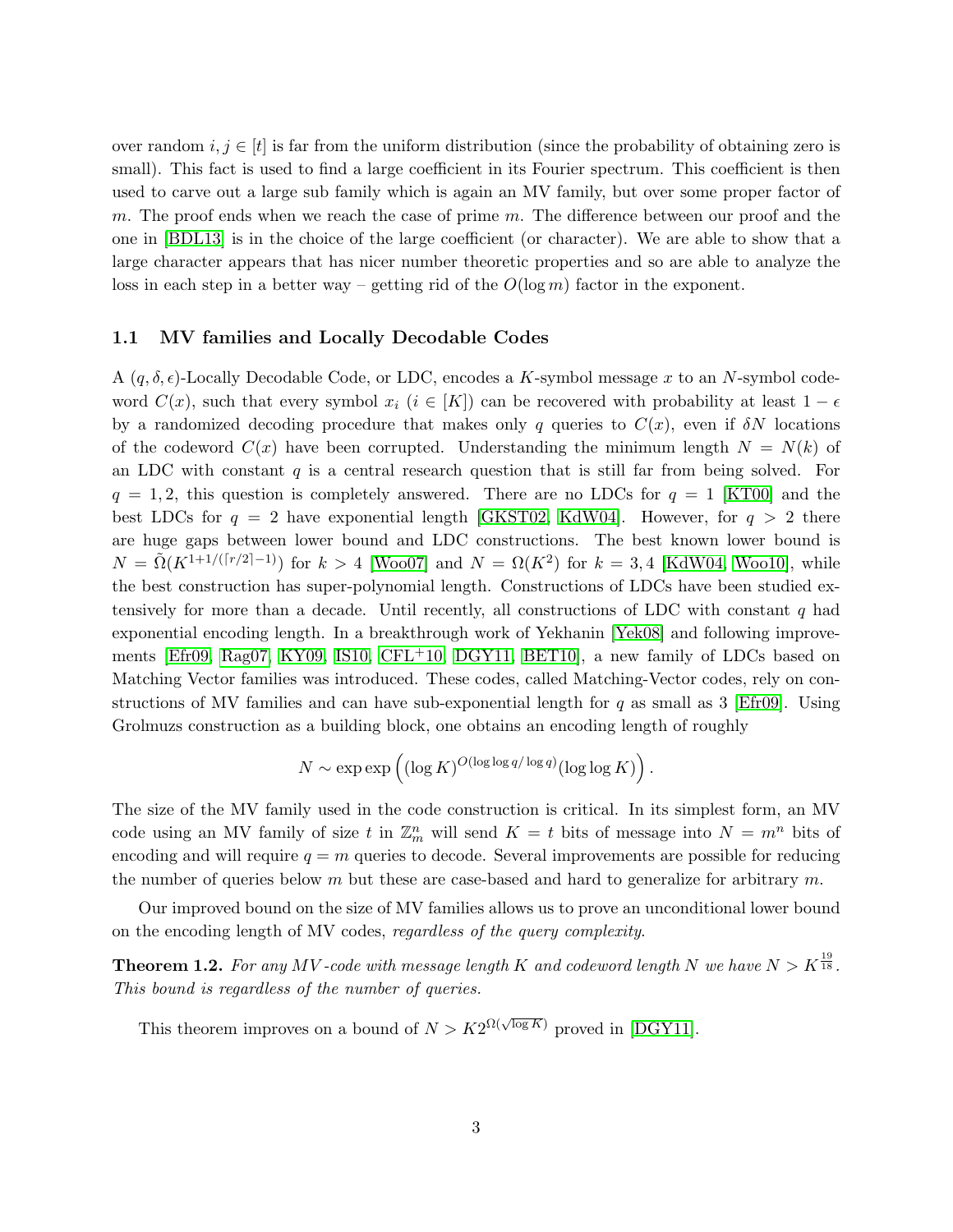over random $i, j \in [t]$ is far from the uniform distribution (since the probability of obtaining zero is small). This fact is used to find a large coefficient in its Fourier spectrum. This coefficient is then used to carve out a large sub family which is again an MV family, but over some proper factor of $m$. The proof ends when we reach the case of prime $m$. The difference between our proof and the one in [BDL13] is in the choice of the large coefficient (or character). We are able to show that a large character appears that has nicer number theoretic properties and so are able to analyze the loss in each step in a better way – getting rid of the $O(\log m)$ factor in the exponent.

### 1.1 MV families and Locally Decodable Codes

A $(q, \delta, \epsilon)$-Locally Decodable Code, or LDC, encodes a $K$-symbol message $x$ to an $N$-symbol codeword $C(x)$, such that every symbol $x_i$ ($i \in [K]$) can be recovered with probability at least $1 - \epsilon$ by a randomized decoding procedure that makes only $q$ queries to $C(x)$, even if $\delta N$ locations of the codeword $C(x)$ have been corrupted. Understanding the minimum length $N = N(k)$ of an LDC with constant $q$ is a central research question that is still far from being solved. For $q = 1, 2$, this question is completely answered. There are no LDCs for $q = 1$ [KT00] and the best LDCs for $q = 2$ have exponential length [GKST02, KdW04]. However, for $q > 2$ there are huge gaps between lower bound and LDC constructions. The best known lower bound is $N = \tilde{\Omega}(K^{1+1/(\lceil r/2 \rceil - 1)})$ for $k > 4$ [Woo07] and $N = \Omega(K^2)$ for $k = 3, 4$ [KdW04, Woo10], while the best construction has super-polynomial length. Constructions of LDCs have been studied extensively for more than a decade. Until recently, all constructions of LDC with constant $q$ had exponential encoding length. In a breakthrough work of Yekhanin [Yek08] and following improvements [Efr09, Rag07, KY09, IS10, CFL+10, DGY11, BET10], a new family of LDCs based on Matching Vector families was introduced. These codes, called Matching-Vector codes, rely on constructions of MV families and can have sub-exponential length for $q$ as small as 3 [Efr09]. Using Grolmuzs construction as a building block, one obtains an encoding length of roughly

$$N \sim \exp\exp\left((\log K)^{O(\log\log q/\log q)}(\log\log K)\right).$$

The size of the MV family used in the code construction is critical. In its simplest form, an MV code using an MV family of size $t$ in $\mathbb{Z}_m^n$ will send $K = t$ bits of message into $N = m^n$ bits of encoding and will require $q = m$ queries to decode. Several improvements are possible for reducing the number of queries below $m$ but these are case-based and hard to generalize for arbitrary $m$.

Our improved bound on the size of MV families allows us to prove an unconditional lower bound on the encoding length of MV codes, *regardless of the query complexity*.

**Theorem 1.2.** *For any MV-code with message length $K$ and codeword length $N$ we have $N > K^{\frac{19}{18}}$. This bound is regardless of the number of queries.*

This theorem improves on a bound of $N > K2^{\Omega(\sqrt{\log K})}$ proved in [DGY11].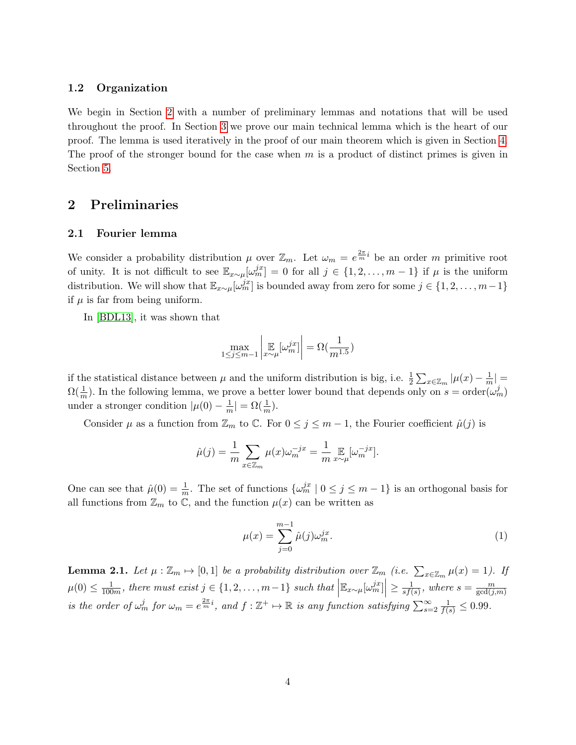### 1.2 Organization

We begin in Section 2 with a number of preliminary lemmas and notations that will be used throughout the proof. In Section 3 we prove our main technical lemma which is the heart of our proof. The lemma is used iteratively in the proof of our main theorem which is given in Section 4. The proof of the stronger bound for the case when $m$ is a product of distinct primes is given in Section 5.

## 2 Preliminaries

### 2.1 Fourier lemma

We consider a probability distribution $\mu$ over $\mathbb{Z}_m$. Let $\omega_m = e^{\frac{2\pi}{m}i}$ be an order $m$ primitive root of unity. It is not difficult to see $\mathbb{E}_{x\sim\mu}[\omega_m^{jx}] = 0$ for all $j \in \{1, 2, \ldots, m-1\}$ if $\mu$ is the uniform distribution. We will show that $\mathbb{E}_{x\sim\mu}[\omega_m^{jx}]$ is bounded away from zero for some $j \in \{1, 2, \ldots, m-1\}$ if $\mu$ is far from being uniform.

In [BDL13], it was shown that

$$\max_{1\leq j\leq m-1} \left| \mathop{\mathbb{E}}_{x\sim\mu}[\omega_m^{jx}] \right| = \Omega(\frac{1}{m^{1.5}})$$

if the statistical distance between $\mu$ and the uniform distribution is big, i.e. $\frac{1}{2}\sum_{x\in\mathbb{Z}_m} |\mu(x) - \frac{1}{m}| = \Omega(\frac{1}{m})$. In the following lemma, we prove a better lower bound that depends only on $s = \text{order}(\omega_m^j)$ under a stronger condition $|\mu(0) - \frac{1}{m}| = \Omega(\frac{1}{m})$.

Consider $\mu$ as a function from $\mathbb{Z}_m$ to $\mathbb{C}$. For $0 \leq j \leq m-1$, the Fourier coefficient $\hat{\mu}(j)$ is

$$\hat{\mu}(j) = \frac{1}{m}\sum_{x\in\mathbb{Z}_m} \mu(x)\omega_m^{-jx} = \frac{1}{m}\mathop{\mathbb{E}}_{x\sim\mu}[\omega_m^{-jx}].$$

One can see that $\hat{\mu}(0) = \frac{1}{m}$. The set of functions $\{\omega_m^{jx} \mid 0 \leq j \leq m-1\}$ is an orthogonal basis for all functions from $\mathbb{Z}_m$ to $\mathbb{C}$, and the function $\mu(x)$ can be written as

$$\mu(x) = \sum_{j=0}^{m-1} \hat{\mu}(j)\omega_m^{jx}. \tag{1}$$

**Lemma 2.1.** *Let $\mu : \mathbb{Z}_m \mapsto [0, 1]$ be a probability distribution over $\mathbb{Z}_m$ (i.e. $\sum_{x\in\mathbb{Z}_m} \mu(x) = 1$). If $\mu(0) \leq \frac{1}{100m}$, there must exist $j \in \{1, 2, \ldots, m-1\}$ such that $\left|\mathbb{E}_{x\sim\mu}[\omega_m^{jx}]\right| \geq \frac{1}{sf(s)}$, where $s = \frac{m}{\gcd(j,m)}$ is the order of $\omega_m^j$ for $\omega_m = e^{\frac{2\pi}{m}i}$, and $f : \mathbb{Z}^+ \mapsto \mathbb{R}$ is any function satisfying $\sum_{s=2}^{\infty} \frac{1}{f(s)} \leq 0.99$.*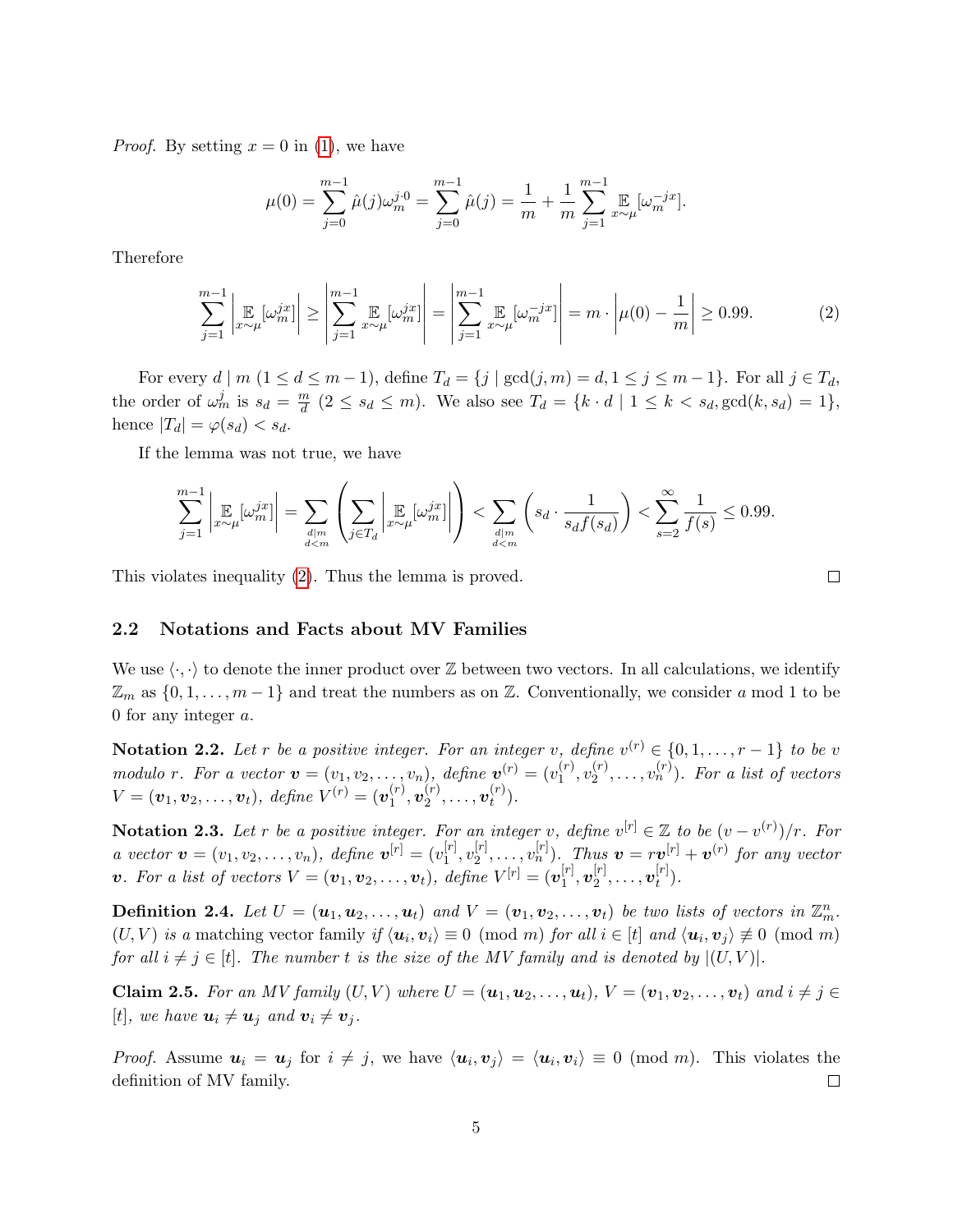*Proof.* By setting $x = 0$ in (1), we have

$$\mu(0) = \sum_{j=0}^{m-1} \hat{\mu}(j)\omega_m^{j\cdot 0} = \sum_{j=0}^{m-1} \hat{\mu}(j) = \frac{1}{m} + \frac{1}{m}\sum_{j=1}^{m-1} \mathop{\mathbb{E}}_{x\sim\mu}[\omega_m^{-jx}].$$

Therefore

$$\sum_{j=1}^{m-1} \left| \mathop{\mathbb{E}}_{x\sim\mu}[\omega_m^{jx}] \right| \geq \left| \sum_{j=1}^{m-1} \mathop{\mathbb{E}}_{x\sim\mu}[\omega_m^{jx}] \right| = \left| \sum_{j=1}^{m-1} \mathop{\mathbb{E}}_{x\sim\mu}[\omega_m^{-jx}] \right| = m \cdot \left| \mu(0) - \frac{1}{m} \right| \geq 0.99. \tag{2}$$

For every $d \mid m$ ($1 \leq d \leq m-1$), define $T_d = \{j \mid \gcd(j,m) = d, 1 \leq j \leq m-1\}$. For all $j \in T_d$, the order of $\omega_m^j$ is $s_d = \frac{m}{d}$ ($2 \leq s_d \leq m$). We also see $T_d = \{k \cdot d \mid 1 \leq k < s_d, \gcd(k, s_d) = 1\}$, hence $|T_d| = \varphi(s_d) < s_d$.

If the lemma was not true, we have

$$\sum_{j=1}^{m-1} \left| \mathop{\mathbb{E}}_{x\sim\mu}[\omega_m^{jx}] \right| = \sum_{\substack{d|m \\ d<m}} \left( \sum_{j\in T_d} \left| \mathop{\mathbb{E}}_{x\sim\mu}[\omega_m^{jx}] \right| \right) < \sum_{\substack{d|m \\ d<m}} \left( s_d \cdot \frac{1}{s_d f(s_d)} \right) < \sum_{s=2}^{\infty} \frac{1}{f(s)} \leq 0.99.$$

This violates inequality (2). Thus the lemma is proved. $\square$

## 2.2 Notations and Facts about MV Families

We use $\langle \cdot, \cdot \rangle$ to denote the inner product over $\mathbb{Z}$ between two vectors. In all calculations, we identify $\mathbb{Z}_m$ as $\{0, 1, \ldots, m-1\}$ and treat the numbers as on $\mathbb{Z}$. Conventionally, we consider $a$ mod 1 to be 0 for any integer $a$.

**Notation 2.2.** *Let $r$ be a positive integer. For an integer $v$, define $v^{(r)} \in \{0, 1, \ldots, r-1\}$ to be $v$ modulo $r$. For a vector $\boldsymbol{v} = (v_1, v_2, \ldots, v_n)$, define $\boldsymbol{v}^{(r)} = (v_1^{(r)}, v_2^{(r)}, \ldots, v_n^{(r)})$. For a list of vectors $V = (\boldsymbol{v}_1, \boldsymbol{v}_2, \ldots, \boldsymbol{v}_t)$, define $V^{(r)} = (\boldsymbol{v}_1^{(r)}, \boldsymbol{v}_2^{(r)}, \ldots, \boldsymbol{v}_t^{(r)})$.*

**Notation 2.3.** *Let $r$ be a positive integer. For an integer $v$, define $v^{[r]} \in \mathbb{Z}$ to be $(v - v^{(r)})/r$. For a vector $\boldsymbol{v} = (v_1, v_2, \ldots, v_n)$, define $\boldsymbol{v}^{[r]} = (v_1^{[r]}, v_2^{[r]}, \ldots, v_n^{[r]})$. Thus $\boldsymbol{v} = r\boldsymbol{v}^{[r]} + \boldsymbol{v}^{(r)}$ for any vector $\boldsymbol{v}$. For a list of vectors $V = (\boldsymbol{v}_1, \boldsymbol{v}_2, \ldots, \boldsymbol{v}_t)$, define $V^{[r]} = (\boldsymbol{v}_1^{[r]}, \boldsymbol{v}_2^{[r]}, \ldots, \boldsymbol{v}_t^{[r]})$.*

**Definition 2.4.** *Let $U = (\boldsymbol{u}_1, \boldsymbol{u}_2, \ldots, \boldsymbol{u}_t)$ and $V = (\boldsymbol{v}_1, \boldsymbol{v}_2, \ldots, \boldsymbol{v}_t)$ be two lists of vectors in $\mathbb{Z}_m^n$. $(U, V)$ is a* matching vector family *if $\langle \boldsymbol{u}_i, \boldsymbol{v}_i \rangle \equiv 0 \pmod{m}$ for all $i \in [t]$ and $\langle \boldsymbol{u}_i, \boldsymbol{v}_j \rangle \not\equiv 0 \pmod{m}$ for all $i \neq j \in [t]$. The number $t$ is the size of the MV family and is denoted by $|(U, V)|$.*

**Claim 2.5.** *For an MV family $(U, V)$ where $U = (\boldsymbol{u}_1, \boldsymbol{u}_2, \ldots, \boldsymbol{u}_t)$, $V = (\boldsymbol{v}_1, \boldsymbol{v}_2, \ldots, \boldsymbol{v}_t)$ and $i \neq j \in [t]$, we have $\boldsymbol{u}_i \neq \boldsymbol{u}_j$ and $\boldsymbol{v}_i \neq \boldsymbol{v}_j$.*

*Proof.* Assume $\boldsymbol{u}_i = \boldsymbol{u}_j$ for $i \neq j$, we have $\langle \boldsymbol{u}_i, \boldsymbol{v}_j \rangle = \langle \boldsymbol{u}_i, \boldsymbol{v}_i \rangle \equiv 0 \pmod{m}$. This violates the definition of MV family. $\square$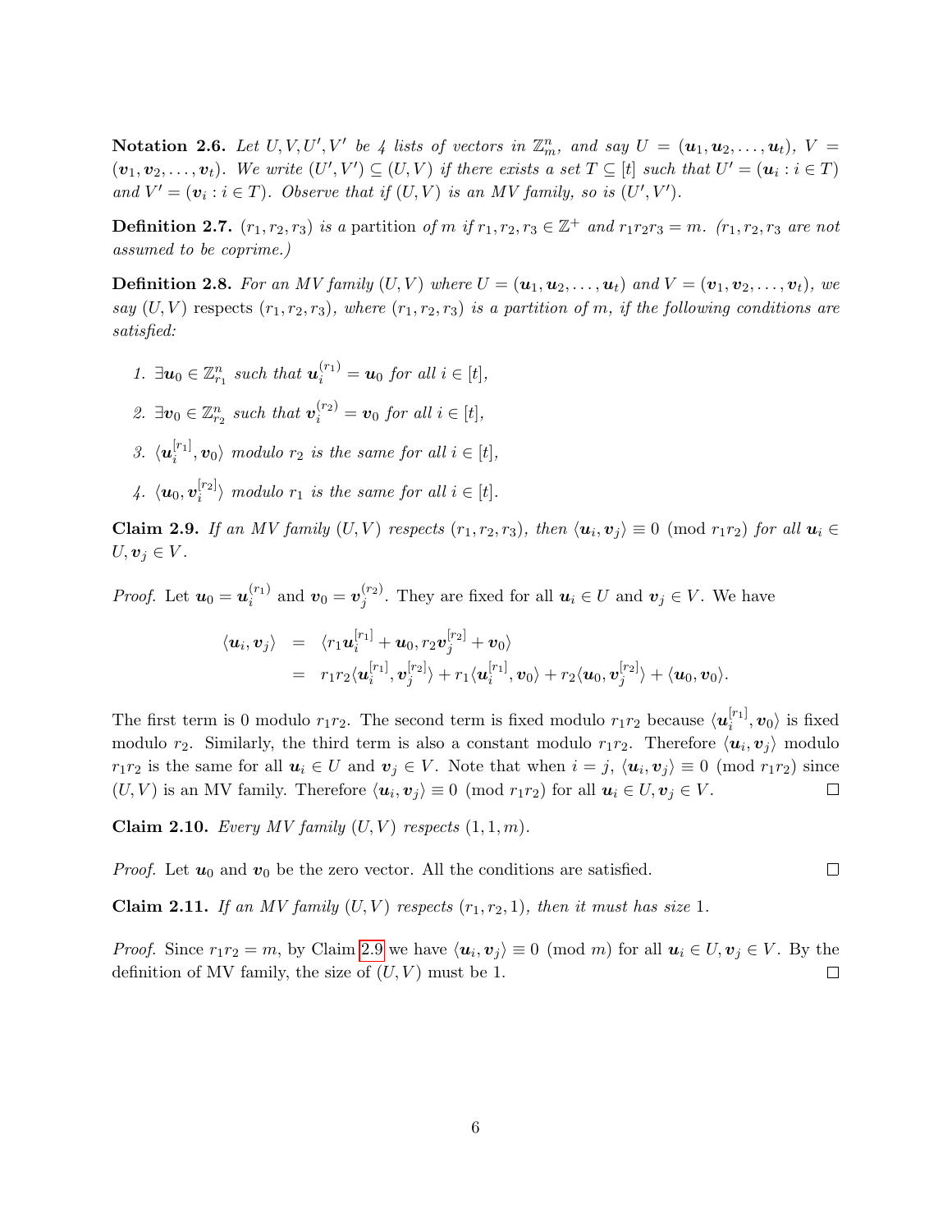**Notation 2.6.** *Let $U, V, U', V'$ be 4 lists of vectors in $\mathbb{Z}_m^n$, and say $U = (\boldsymbol{u}_1, \boldsymbol{u}_2, \ldots, \boldsymbol{u}_t)$, $V = (\boldsymbol{v}_1, \boldsymbol{v}_2, \ldots, \boldsymbol{v}_t)$. We write $(U', V') \subseteq (U, V)$ if there exists a set $T \subseteq [t]$ such that $U' = (\boldsymbol{u}_i : i \in T)$ and $V' = (\boldsymbol{v}_i : i \in T)$. Observe that if $(U, V)$ is an MV family, so is $(U', V')$.*

**Definition 2.7.** *$(r_1, r_2, r_3)$ is a* partition *of $m$ if $r_1, r_2, r_3 \in \mathbb{Z}^+$ and $r_1 r_2 r_3 = m$. ($r_1, r_2, r_3$ are not assumed to be coprime.)*

**Definition 2.8.** *For an MV family $(U, V)$ where $U = (\boldsymbol{u}_1, \boldsymbol{u}_2, \ldots, \boldsymbol{u}_t)$ and $V = (\boldsymbol{v}_1, \boldsymbol{v}_2, \ldots, \boldsymbol{v}_t)$, we say $(U, V)$* respects *$(r_1, r_2, r_3)$, where $(r_1, r_2, r_3)$ is a partition of $m$, if the following conditions are satisfied:*

1. *$\exists \boldsymbol{u}_0 \in \mathbb{Z}_{r_1}^n$ such that $\boldsymbol{u}_i^{(r_1)} = \boldsymbol{u}_0$ for all $i \in [t]$,*
2. *$\exists \boldsymbol{v}_0 \in \mathbb{Z}_{r_2}^n$ such that $\boldsymbol{v}_i^{(r_2)} = \boldsymbol{v}_0$ for all $i \in [t]$,*
3. *$\langle \boldsymbol{u}_i^{[r_1]}, \boldsymbol{v}_0 \rangle$ modulo $r_2$ is the same for all $i \in [t]$,*
4. *$\langle \boldsymbol{u}_0, \boldsymbol{v}_i^{[r_2]} \rangle$ modulo $r_1$ is the same for all $i \in [t]$.*

**Claim 2.9.** *If an MV family $(U, V)$ respects $(r_1, r_2, r_3)$, then $\langle \boldsymbol{u}_i, \boldsymbol{v}_j \rangle \equiv 0 \pmod{r_1 r_2}$ for all $\boldsymbol{u}_i \in U, \boldsymbol{v}_j \in V$.*

*Proof.* Let $\boldsymbol{u}_0 = \boldsymbol{u}_i^{(r_1)}$ and $\boldsymbol{v}_0 = \boldsymbol{v}_j^{(r_2)}$. They are fixed for all $\boldsymbol{u}_i \in U$ and $\boldsymbol{v}_j \in V$. We have

$$\begin{aligned}
\langle \boldsymbol{u}_i, \boldsymbol{v}_j \rangle &= \langle r_1 \boldsymbol{u}_i^{[r_1]} + \boldsymbol{u}_0, r_2 \boldsymbol{v}_j^{[r_2]} + \boldsymbol{v}_0 \rangle \\
&= r_1 r_2 \langle \boldsymbol{u}_i^{[r_1]}, \boldsymbol{v}_j^{[r_2]} \rangle + r_1 \langle \boldsymbol{u}_i^{[r_1]}, \boldsymbol{v}_0 \rangle + r_2 \langle \boldsymbol{u}_0, \boldsymbol{v}_j^{[r_2]} \rangle + \langle \boldsymbol{u}_0, \boldsymbol{v}_0 \rangle.
\end{aligned}$$

The first term is 0 modulo $r_1 r_2$. The second term is fixed modulo $r_1 r_2$ because $\langle \boldsymbol{u}_i^{[r_1]}, \boldsymbol{v}_0 \rangle$ is fixed modulo $r_2$. Similarly, the third term is also a constant modulo $r_1 r_2$. Therefore $\langle \boldsymbol{u}_i, \boldsymbol{v}_j \rangle$ modulo $r_1 r_2$ is the same for all $\boldsymbol{u}_i \in U$ and $\boldsymbol{v}_j \in V$. Note that when $i = j$, $\langle \boldsymbol{u}_i, \boldsymbol{v}_j \rangle \equiv 0 \pmod{r_1 r_2}$ since $(U, V)$ is an MV family. Therefore $\langle \boldsymbol{u}_i, \boldsymbol{v}_j \rangle \equiv 0 \pmod{r_1 r_2}$ for all $\boldsymbol{u}_i \in U, \boldsymbol{v}_j \in V$. ∎

**Claim 2.10.** *Every MV family $(U, V)$ respects $(1, 1, m)$.*

*Proof.* Let $\boldsymbol{u}_0$ and $\boldsymbol{v}_0$ be the zero vector. All the conditions are satisfied. ∎

**Claim 2.11.** *If an MV family $(U, V)$ respects $(r_1, r_2, 1)$, then it must has size 1.*

*Proof.* Since $r_1 r_2 = m$, by Claim 2.9 we have $\langle \boldsymbol{u}_i, \boldsymbol{v}_j \rangle \equiv 0 \pmod{m}$ for all $\boldsymbol{u}_i \in U, \boldsymbol{v}_j \in V$. By the definition of MV family, the size of $(U, V)$ must be 1. ∎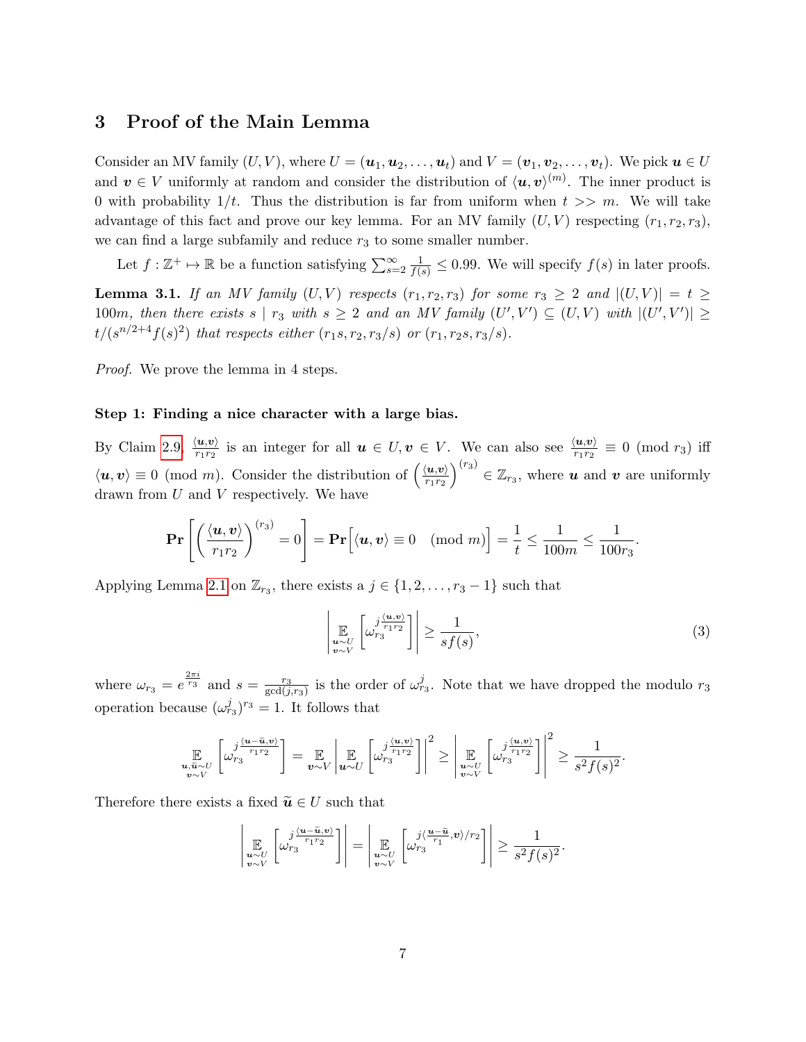## 3 Proof of the Main Lemma

Consider an MV family $(U, V)$, where $U = (\boldsymbol{u}_1, \boldsymbol{u}_2, \ldots, \boldsymbol{u}_t)$ and $V = (\boldsymbol{v}_1, \boldsymbol{v}_2, \ldots, \boldsymbol{v}_t)$. We pick $\boldsymbol{u} \in U$ and $\boldsymbol{v} \in V$ uniformly at random and consider the distribution of $\langle \boldsymbol{u}, \boldsymbol{v} \rangle^{(m)}$. The inner product is 0 with probability $1/t$. Thus the distribution is far from uniform when $t >> m$. We will take advantage of this fact and prove our key lemma. For an MV family $(U, V)$ respecting $(r_1, r_2, r_3)$, we can find a large subfamily and reduce $r_3$ to some smaller number.

Let $f : \mathbb{Z}^+ \mapsto \mathbb{R}$ be a function satisfying $\sum_{s=2}^{\infty} \frac{1}{f(s)} \leq 0.99$. We will specify $f(s)$ in later proofs.

**Lemma 3.1.** *If an MV family $(U, V)$ respects $(r_1, r_2, r_3)$ for some $r_3 \geq 2$ and $|(U, V)| = t \geq 100m$, then there exists $s \mid r_3$ with $s \geq 2$ and an MV family $(U', V') \subseteq (U, V)$ with $|(U', V')| \geq t/(s^{n/2+4} f(s)^2)$ that respects either $(r_1 s, r_2, r_3/s)$ or $(r_1, r_2 s, r_3/s)$.*

*Proof.* We prove the lemma in 4 steps.

**Step 1: Finding a nice character with a large bias.**

By Claim 2.9, $\frac{\langle \boldsymbol{u}, \boldsymbol{v} \rangle}{r_1 r_2}$ is an integer for all $\boldsymbol{u} \in U, \boldsymbol{v} \in V$. We can also see $\frac{\langle \boldsymbol{u}, \boldsymbol{v} \rangle}{r_1 r_2} \equiv 0 \pmod{r_3}$ iff $\langle \boldsymbol{u}, \boldsymbol{v} \rangle \equiv 0 \pmod{m}$. Consider the distribution of $\left( \frac{\langle \boldsymbol{u}, \boldsymbol{v} \rangle}{r_1 r_2} \right)^{(r_3)} \in \mathbb{Z}_{r_3}$, where $\boldsymbol{u}$ and $\boldsymbol{v}$ are uniformly drawn from $U$ and $V$ respectively. We have

$$\mathbf{Pr}\left[ \left( \frac{\langle \boldsymbol{u}, \boldsymbol{v} \rangle}{r_1 r_2} \right)^{(r_3)} = 0 \right] = \mathbf{Pr}\Big[ \langle \boldsymbol{u}, \boldsymbol{v} \rangle \equiv 0 \pmod{m} \Big] = \frac{1}{t} \leq \frac{1}{100m} \leq \frac{1}{100 r_3}.$$

Applying Lemma 2.1 on $\mathbb{Z}_{r_3}$, there exists a $j \in \{1, 2, \ldots, r_3 - 1\}$ such that

$$\left| \mathop{\mathbb{E}}_{\substack{\boldsymbol{u} \sim U \\ \boldsymbol{v} \sim V}} \left[ \omega_{r_3}^{j \frac{\langle \boldsymbol{u}, \boldsymbol{v} \rangle}{r_1 r_2}} \right] \right| \geq \frac{1}{s f(s)}, \tag{3}$$

where $\omega_{r_3} = e^{\frac{2\pi i}{r_3}}$ and $s = \frac{r_3}{\gcd(j, r_3)}$ is the order of $\omega_{r_3}^j$. Note that we have dropped the modulo $r_3$ operation because $(\omega_{r_3}^j)^{r_3} = 1$. It follows that

$$\mathop{\mathbb{E}}_{\substack{\boldsymbol{u}, \tilde{\boldsymbol{u}} \sim U \\ \boldsymbol{v} \sim V}} \left[ \omega_{r_3}^{j \frac{\langle \boldsymbol{u} - \tilde{\boldsymbol{u}}, \boldsymbol{v} \rangle}{r_1 r_2}} \right] = \mathop{\mathbb{E}}_{\boldsymbol{v} \sim V} \left| \mathop{\mathbb{E}}_{\boldsymbol{u} \sim U} \left[ \omega_{r_3}^{j \frac{\langle \boldsymbol{u}, \boldsymbol{v} \rangle}{r_1 r_2}} \right] \right|^2 \geq \left| \mathop{\mathbb{E}}_{\substack{\boldsymbol{u} \sim U \\ \boldsymbol{v} \sim V}} \left[ \omega_{r_3}^{j \frac{\langle \boldsymbol{u}, \boldsymbol{v} \rangle}{r_1 r_2}} \right] \right|^2 \geq \frac{1}{s^2 f(s)^2}.$$

Therefore there exists a fixed $\tilde{\boldsymbol{u}} \in U$ such that

$$\left| \mathop{\mathbb{E}}_{\substack{\boldsymbol{u} \sim U \\ \boldsymbol{v} \sim V}} \left[ \omega_{r_3}^{j \frac{\langle \boldsymbol{u} - \tilde{\boldsymbol{u}}, \boldsymbol{v} \rangle}{r_1 r_2}} \right] \right| = \left| \mathop{\mathbb{E}}_{\substack{\boldsymbol{u} \sim U \\ \boldsymbol{v} \sim V}} \left[ \omega_{r_3}^{j \langle \frac{\boldsymbol{u} - \tilde{\boldsymbol{u}}}{r_1}, \boldsymbol{v} \rangle / r_2} \right] \right| \geq \frac{1}{s^2 f(s)^2}.$$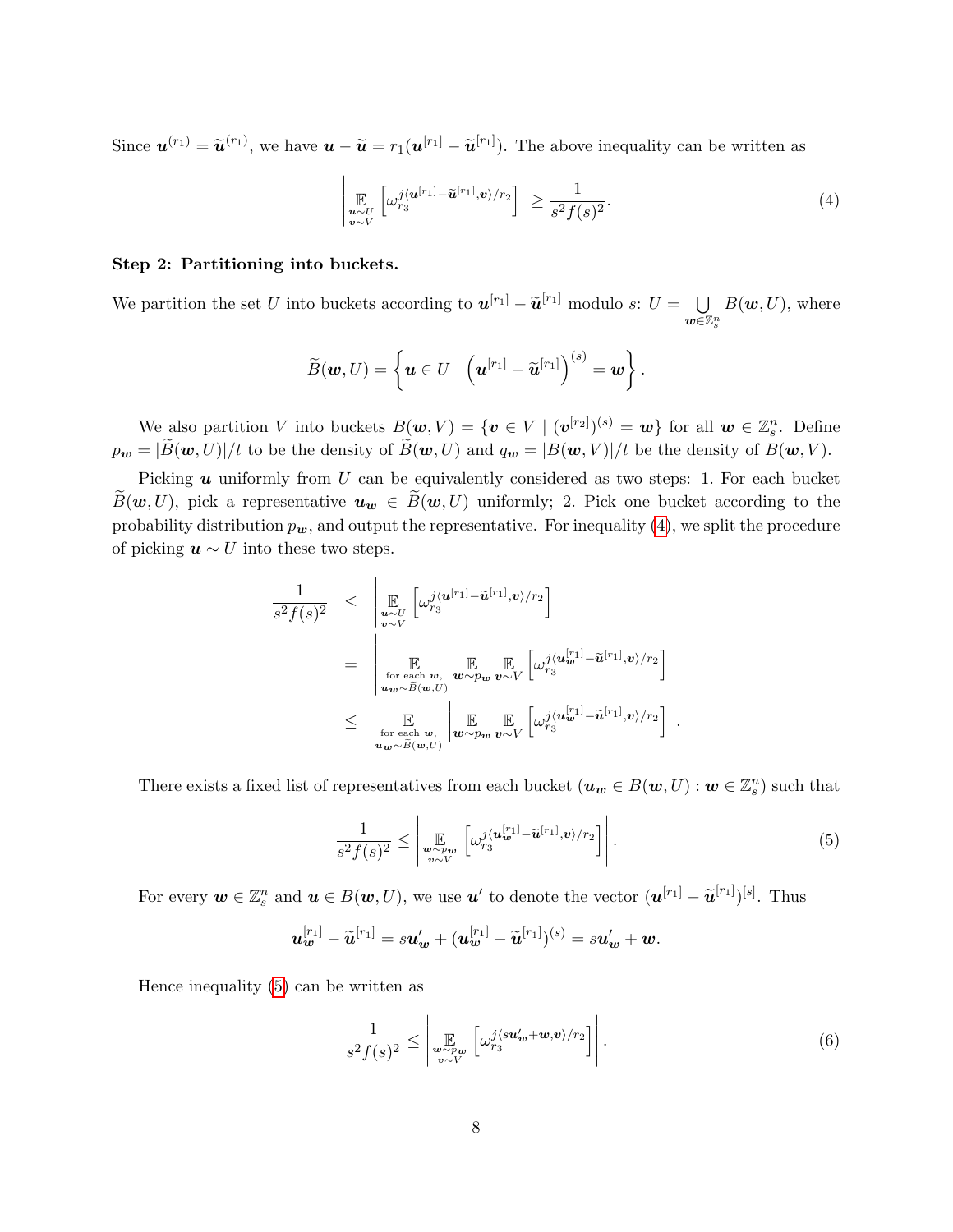Since $\boldsymbol{u}^{(r_1)} = \widetilde{\boldsymbol{u}}^{(r_1)}$, we have $\boldsymbol{u} - \widetilde{\boldsymbol{u}} = r_1(\boldsymbol{u}^{[r_1]} - \widetilde{\boldsymbol{u}}^{[r_1]})$. The above inequality can be written as

$$\left| \mathop{\mathbb{E}}_{\substack{\boldsymbol{u}\sim U \\ \boldsymbol{v}\sim V}} \left[ \omega_{r_3}^{j\langle \boldsymbol{u}^{[r_1]} - \widetilde{\boldsymbol{u}}^{[r_1]}, \boldsymbol{v}\rangle / r_2} \right] \right| \geq \frac{1}{s^2 f(s)^2}. \tag{4}$$

**Step 2: Partitioning into buckets.**

We partition the set $U$ into buckets according to $\boldsymbol{u}^{[r_1]} - \widetilde{\boldsymbol{u}}^{[r_1]}$ modulo $s$: $U = \bigcup_{\boldsymbol{w}\in\mathbb{Z}_s^n} B(\boldsymbol{w}, U)$, where

$$\widetilde{B}(\boldsymbol{w}, U) = \left\{ \boldsymbol{u} \in U \;\middle|\; \left(\boldsymbol{u}^{[r_1]} - \widetilde{\boldsymbol{u}}^{[r_1]}\right)^{(s)} = \boldsymbol{w} \right\}.$$

We also partition $V$ into buckets $B(\boldsymbol{w}, V) = \{\boldsymbol{v} \in V \mid (\boldsymbol{v}^{[r_2]})^{(s)} = \boldsymbol{w}\}$ for all $\boldsymbol{w} \in \mathbb{Z}_s^n$. Define $p_{\boldsymbol{w}} = |\widetilde{B}(\boldsymbol{w}, U)|/t$ to be the density of $\widetilde{B}(\boldsymbol{w}, U)$ and $q_{\boldsymbol{w}} = |B(\boldsymbol{w}, V)|/t$ be the density of $B(\boldsymbol{w}, V)$.

Picking $\boldsymbol{u}$ uniformly from $U$ can be equivalently considered as two steps: 1. For each bucket $\widetilde{B}(\boldsymbol{w}, U)$, pick a representative $\boldsymbol{u}_{\boldsymbol{w}} \in \widetilde{B}(\boldsymbol{w}, U)$ uniformly; 2. Pick one bucket according to the probability distribution $p_{\boldsymbol{w}}$, and output the representative. For inequality (4), we split the procedure of picking $\boldsymbol{u} \sim U$ into these two steps.

$$\begin{aligned}
\frac{1}{s^2 f(s)^2} &\leq \left| \mathop{\mathbb{E}}_{\substack{\boldsymbol{u}\sim U \\ \boldsymbol{v}\sim V}} \left[ \omega_{r_3}^{j\langle \boldsymbol{u}^{[r_1]} - \widetilde{\boldsymbol{u}}^{[r_1]}, \boldsymbol{v}\rangle / r_2} \right] \right| \\
&= \left| \mathop{\mathbb{E}}_{\substack{\text{for each } \boldsymbol{w}, \\ \boldsymbol{u}_{\boldsymbol{w}}\sim \widetilde{B}(\boldsymbol{w}, U)}} \mathop{\mathbb{E}}_{\boldsymbol{w}\sim p_{\boldsymbol{w}}} \mathop{\mathbb{E}}_{\boldsymbol{v}\sim V} \left[ \omega_{r_3}^{j\langle \boldsymbol{u}_{\boldsymbol{w}}^{[r_1]} - \widetilde{\boldsymbol{u}}^{[r_1]}, \boldsymbol{v}\rangle / r_2} \right] \right| \\
&\leq \mathop{\mathbb{E}}_{\substack{\text{for each } \boldsymbol{w}, \\ \boldsymbol{u}_{\boldsymbol{w}}\sim \widetilde{B}(\boldsymbol{w}, U)}} \left| \mathop{\mathbb{E}}_{\boldsymbol{w}\sim p_{\boldsymbol{w}}} \mathop{\mathbb{E}}_{\boldsymbol{v}\sim V} \left[ \omega_{r_3}^{j\langle \boldsymbol{u}_{\boldsymbol{w}}^{[r_1]} - \widetilde{\boldsymbol{u}}^{[r_1]}, \boldsymbol{v}\rangle / r_2} \right] \right|.
\end{aligned}$$

There exists a fixed list of representatives from each bucket $(\boldsymbol{u}_{\boldsymbol{w}} \in B(\boldsymbol{w}, U) : \boldsymbol{w} \in \mathbb{Z}_s^n)$ such that

$$\frac{1}{s^2 f(s)^2} \leq \left| \mathop{\mathbb{E}}_{\substack{\boldsymbol{w}\sim p_{\boldsymbol{w}} \\ \boldsymbol{v}\sim V}} \left[ \omega_{r_3}^{j\langle \boldsymbol{u}_{\boldsymbol{w}}^{[r_1]} - \widetilde{\boldsymbol{u}}^{[r_1]}, \boldsymbol{v}\rangle / r_2} \right] \right|. \tag{5}$$

For every $\boldsymbol{w} \in \mathbb{Z}_s^n$ and $\boldsymbol{u} \in B(\boldsymbol{w}, U)$, we use $\boldsymbol{u}'$ to denote the vector $(\boldsymbol{u}^{[r_1]} - \widetilde{\boldsymbol{u}}^{[r_1]})^{[s]}$. Thus

$$\boldsymbol{u}_{\boldsymbol{w}}^{[r_1]} - \widetilde{\boldsymbol{u}}^{[r_1]} = s\boldsymbol{u}'_{\boldsymbol{w}} + (\boldsymbol{u}_{\boldsymbol{w}}^{[r_1]} - \widetilde{\boldsymbol{u}}^{[r_1]})^{(s)} = s\boldsymbol{u}'_{\boldsymbol{w}} + \boldsymbol{w}.$$

Hence inequality (5) can be written as

$$\frac{1}{s^2 f(s)^2} \leq \left| \mathop{\mathbb{E}}_{\substack{\boldsymbol{w}\sim p_{\boldsymbol{w}} \\ \boldsymbol{v}\sim V}} \left[ \omega_{r_3}^{j\langle s\boldsymbol{u}'_{\boldsymbol{w}} + \boldsymbol{w}, \boldsymbol{v}\rangle / r_2} \right] \right|. \tag{6}$$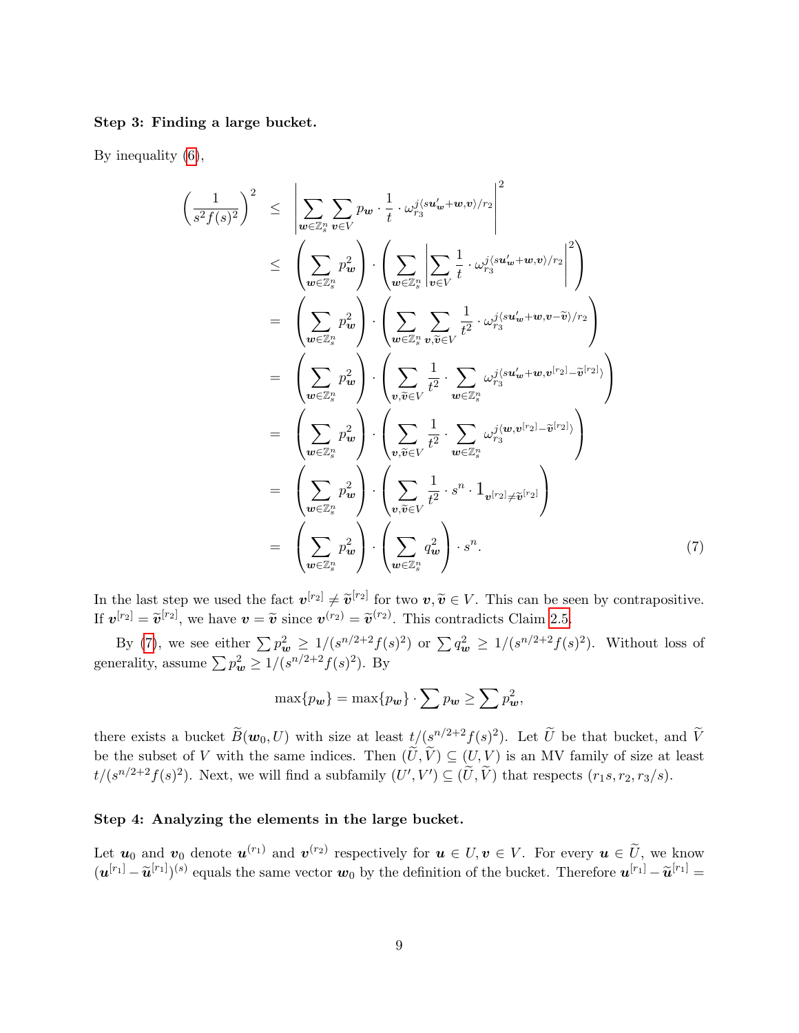**Step 3: Finding a large bucket.**

By inequality (6),

$$
\begin{aligned}
\left(\frac{1}{s^2 f(s)^2}\right)^2 &\leq \left| \sum_{\boldsymbol{w}\in\mathbb{Z}_s^n} \sum_{\boldsymbol{v}\in V} p_{\boldsymbol{w}} \cdot \frac{1}{t} \cdot \omega_{r_3}^{j\langle s\boldsymbol{u}'_{\boldsymbol{w}}+\boldsymbol{w},\boldsymbol{v}\rangle/r_2} \right|^2 \\
&\leq \left(\sum_{\boldsymbol{w}\in\mathbb{Z}_s^n} p_{\boldsymbol{w}}^2\right) \cdot \left(\sum_{\boldsymbol{w}\in\mathbb{Z}_s^n} \left| \sum_{\boldsymbol{v}\in V} \frac{1}{t} \cdot \omega_{r_3}^{j\langle s\boldsymbol{u}'_{\boldsymbol{w}}+\boldsymbol{w},\boldsymbol{v}\rangle/r_2} \right|^2\right) \\
&= \left(\sum_{\boldsymbol{w}\in\mathbb{Z}_s^n} p_{\boldsymbol{w}}^2\right) \cdot \left(\sum_{\boldsymbol{w}\in\mathbb{Z}_s^n} \sum_{\boldsymbol{v},\widetilde{\boldsymbol{v}}\in V} \frac{1}{t^2} \cdot \omega_{r_3}^{j\langle s\boldsymbol{u}'_{\boldsymbol{w}}+\boldsymbol{w},\boldsymbol{v}-\widetilde{\boldsymbol{v}}\rangle/r_2}\right) \\
&= \left(\sum_{\boldsymbol{w}\in\mathbb{Z}_s^n} p_{\boldsymbol{w}}^2\right) \cdot \left(\sum_{\boldsymbol{v},\widetilde{\boldsymbol{v}}\in V} \frac{1}{t^2} \cdot \sum_{\boldsymbol{w}\in\mathbb{Z}_s^n} \omega_{r_3}^{j\langle s\boldsymbol{u}'_{\boldsymbol{w}}+\boldsymbol{w},\boldsymbol{v}^{[r_2]}-\widetilde{\boldsymbol{v}}^{[r_2]}\rangle}\right) \\
&= \left(\sum_{\boldsymbol{w}\in\mathbb{Z}_s^n} p_{\boldsymbol{w}}^2\right) \cdot \left(\sum_{\boldsymbol{v},\widetilde{\boldsymbol{v}}\in V} \frac{1}{t^2} \cdot \sum_{\boldsymbol{w}\in\mathbb{Z}_s^n} \omega_{r_3}^{j\langle \boldsymbol{w},\boldsymbol{v}^{[r_2]}-\widetilde{\boldsymbol{v}}^{[r_2]}\rangle}\right) \\
&= \left(\sum_{\boldsymbol{w}\in\mathbb{Z}_s^n} p_{\boldsymbol{w}}^2\right) \cdot \left(\sum_{\boldsymbol{v},\widetilde{\boldsymbol{v}}\in V} \frac{1}{t^2} \cdot s^n \cdot \mathbf{1}_{\boldsymbol{v}^{[r_2]}\neq\widetilde{\boldsymbol{v}}^{[r_2]}}\right) \\
&= \left(\sum_{\boldsymbol{w}\in\mathbb{Z}_s^n} p_{\boldsymbol{w}}^2\right) \cdot \left(\sum_{\boldsymbol{w}\in\mathbb{Z}_s^n} q_{\boldsymbol{w}}^2\right) \cdot s^n. \qquad (7)
\end{aligned}
$$

In the last step we used the fact $\boldsymbol{v}^{[r_2]} \neq \widetilde{\boldsymbol{v}}^{[r_2]}$ for two $\boldsymbol{v}, \widetilde{\boldsymbol{v}} \in V$. This can be seen by contrapositive. If $\boldsymbol{v}^{[r_2]} = \widetilde{\boldsymbol{v}}^{[r_2]}$, we have $\boldsymbol{v} = \widetilde{\boldsymbol{v}}$ since $\boldsymbol{v}^{(r_2)} = \widetilde{\boldsymbol{v}}^{(r_2)}$. This contradicts Claim 2.5.

By (7), we see either $\sum p_{\boldsymbol{w}}^2 \geq 1/(s^{n/2+2} f(s)^2)$ or $\sum q_{\boldsymbol{w}}^2 \geq 1/(s^{n/2+2} f(s)^2)$. Without loss of generality, assume $\sum p_{\boldsymbol{w}}^2 \geq 1/(s^{n/2+2} f(s)^2)$. By

$$\max\{p_{\boldsymbol{w}}\} = \max\{p_{\boldsymbol{w}}\} \cdot \sum p_{\boldsymbol{w}} \geq \sum p_{\boldsymbol{w}}^2,$$

there exists a bucket $\widetilde{B}(\boldsymbol{w}_0, U)$ with size at least $t/(s^{n/2+2} f(s)^2)$. Let $\widetilde{U}$ be that bucket, and $\widetilde{V}$ be the subset of $V$ with the same indices. Then $(\widetilde{U}, \widetilde{V}) \subseteq (U, V)$ is an MV family of size at least $t/(s^{n/2+2} f(s)^2)$. Next, we will find a subfamily $(U', V') \subseteq (\widetilde{U}, \widetilde{V})$ that respects $(r_1 s, r_2, r_3/s)$.

**Step 4: Analyzing the elements in the large bucket.**

Let $\boldsymbol{u}_0$ and $\boldsymbol{v}_0$ denote $\boldsymbol{u}^{(r_1)}$ and $\boldsymbol{v}^{(r_2)}$ respectively for $\boldsymbol{u} \in U, \boldsymbol{v} \in V$. For every $\boldsymbol{u} \in \widetilde{U}$, we know $(\boldsymbol{u}^{[r_1]} - \widetilde{\boldsymbol{u}}^{[r_1]})^{(s)}$ equals the same vector $\boldsymbol{w}_0$ by the definition of the bucket. Therefore $\boldsymbol{u}^{[r_1]} - \widetilde{\boldsymbol{u}}^{[r_1]} =$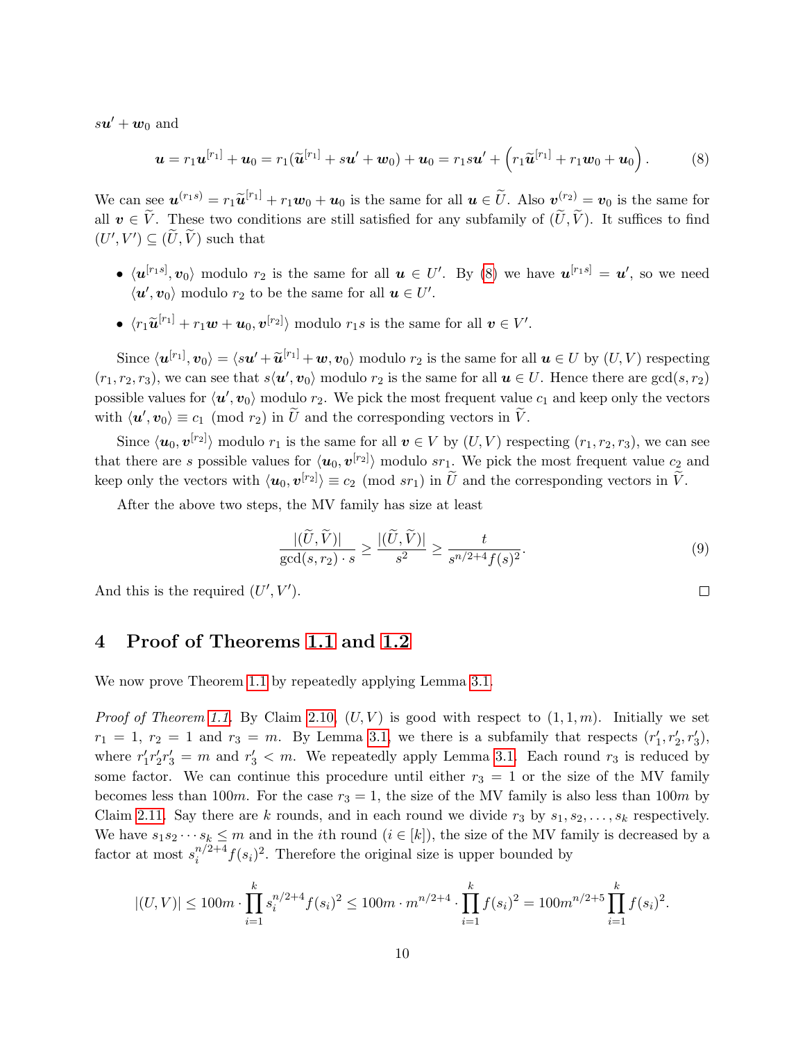$s\boldsymbol{u}' + \boldsymbol{w}_0$ and

$$\boldsymbol{u} = r_1\boldsymbol{u}^{[r_1]} + \boldsymbol{u}_0 = r_1(\widetilde{\boldsymbol{u}}^{[r_1]} + s\boldsymbol{u}' + \boldsymbol{w}_0) + \boldsymbol{u}_0 = r_1 s\boldsymbol{u}' + \left(r_1\widetilde{\boldsymbol{u}}^{[r_1]} + r_1\boldsymbol{w}_0 + \boldsymbol{u}_0\right). \tag{8}$$

We can see $\boldsymbol{u}^{(r_1 s)} = r_1\widetilde{\boldsymbol{u}}^{[r_1]} + r_1\boldsymbol{w}_0 + \boldsymbol{u}_0$ is the same for all $\boldsymbol{u} \in \widetilde{U}$. Also $\boldsymbol{v}^{(r_2)} = \boldsymbol{v}_0$ is the same for all $\boldsymbol{v} \in \widetilde{V}$. These two conditions are still satisfied for any subfamily of $(\widetilde{U}, \widetilde{V})$. It suffices to find $(U', V') \subseteq (\widetilde{U}, \widetilde{V})$ such that

- $\langle \boldsymbol{u}^{[r_1 s]}, \boldsymbol{v}_0 \rangle$ modulo $r_2$ is the same for all $\boldsymbol{u} \in U'$. By (8) we have $\boldsymbol{u}^{[r_1 s]} = \boldsymbol{u}'$, so we need $\langle \boldsymbol{u}', \boldsymbol{v}_0 \rangle$ modulo $r_2$ to be the same for all $\boldsymbol{u} \in U'$.
- $\langle r_1\widetilde{\boldsymbol{u}}^{[r_1]} + r_1\boldsymbol{w} + \boldsymbol{u}_0, \boldsymbol{v}^{[r_2]} \rangle$ modulo $r_1 s$ is the same for all $\boldsymbol{v} \in V'$.

Since $\langle \boldsymbol{u}^{[r_1]}, \boldsymbol{v}_0 \rangle = \langle s\boldsymbol{u}' + \widetilde{\boldsymbol{u}}^{[r_1]} + \boldsymbol{w}, \boldsymbol{v}_0 \rangle$ modulo $r_2$ is the same for all $\boldsymbol{u} \in U$ by $(U, V)$ respecting $(r_1, r_2, r_3)$, we can see that $s\langle \boldsymbol{u}', \boldsymbol{v}_0 \rangle$ modulo $r_2$ is the same for all $\boldsymbol{u} \in U$. Hence there are $\gcd(s, r_2)$ possible values for $\langle \boldsymbol{u}', \boldsymbol{v}_0 \rangle$ modulo $r_2$. We pick the most frequent value $c_1$ and keep only the vectors with $\langle \boldsymbol{u}', \boldsymbol{v}_0 \rangle \equiv c_1 \pmod{r_2}$ in $\widetilde{U}$ and the corresponding vectors in $\widetilde{V}$.

Since $\langle \boldsymbol{u}_0, \boldsymbol{v}^{[r_2]} \rangle$ modulo $r_1$ is the same for all $\boldsymbol{v} \in V$ by $(U, V)$ respecting $(r_1, r_2, r_3)$, we can see that there are $s$ possible values for $\langle \boldsymbol{u}_0, \boldsymbol{v}^{[r_2]} \rangle$ modulo $sr_1$. We pick the most frequent value $c_2$ and keep only the vectors with $\langle \boldsymbol{u}_0, \boldsymbol{v}^{[r_2]} \rangle \equiv c_2 \pmod{sr_1}$ in $\widetilde{U}$ and the corresponding vectors in $\widetilde{V}$.

After the above two steps, the MV family has size at least

$$\frac{|(\widetilde{U}, \widetilde{V})|}{\gcd(s, r_2) \cdot s} \geq \frac{|(\widetilde{U}, \widetilde{V})|}{s^2} \geq \frac{t}{s^{n/2+4} f(s)^2}. \tag{9}$$

And this is the required $(U', V')$. □

# 4 Proof of Theorems 1.1 and 1.2

We now prove Theorem 1.1 by repeatedly applying Lemma 3.1.

*Proof of Theorem 1.1.* By Claim 2.10, $(U, V)$ is good with respect to $(1, 1, m)$. Initially we set $r_1 = 1$, $r_2 = 1$ and $r_3 = m$. By Lemma 3.1, we there is a subfamily that respects $(r_1', r_2', r_3')$, where $r_1' r_2' r_3' = m$ and $r_3' < m$. We repeatedly apply Lemma 3.1. Each round $r_3$ is reduced by some factor. We can continue this procedure until either $r_3 = 1$ or the size of the MV family becomes less than $100m$. For the case $r_3 = 1$, the size of the MV family is also less than $100m$ by Claim 2.11. Say there are $k$ rounds, and in each round we divide $r_3$ by $s_1, s_2, \ldots, s_k$ respectively. We have $s_1 s_2 \cdots s_k \leq m$ and in the $i$th round ($i \in [k]$), the size of the MV family is decreased by a factor at most $s_i^{n/2+4} f(s_i)^2$. Therefore the original size is upper bounded by

$$|(U, V)| \leq 100m \cdot \prod_{i=1}^{k} s_i^{n/2+4} f(s_i)^2 \leq 100m \cdot m^{n/2+4} \cdot \prod_{i=1}^{k} f(s_i)^2 = 100m^{n/2+5} \prod_{i=1}^{k} f(s_i)^2.$$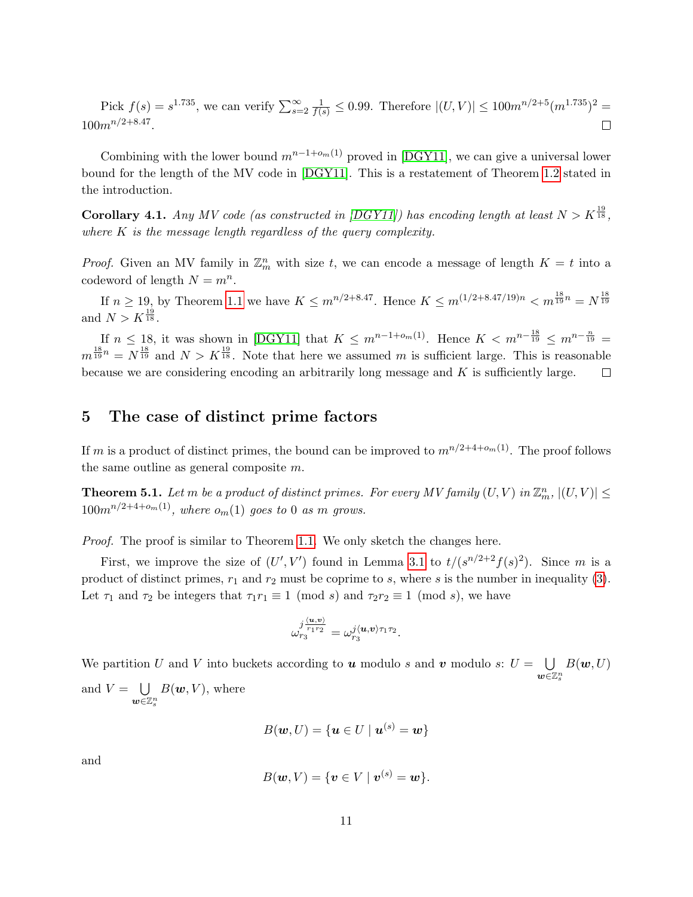Pick $f(s) = s^{1.735}$, we can verify $\sum_{s=2}^{\infty} \frac{1}{f(s)} \leq 0.99$. Therefore $|(U, V)| \leq 100m^{n/2+5}(m^{1.735})^2 = 100m^{n/2+8.47}$. □

Combining with the lower bound $m^{n-1+o_m(1)}$ proved in [DGY11], we can give a universal lower bound for the length of the MV code in [DGY11]. This is a restatement of Theorem 1.2 stated in the introduction.

**Corollary 4.1.** *Any MV code (as constructed in [DGY11]) has encoding length at least $N > K^{\frac{19}{18}}$, where $K$ is the message length regardless of the query complexity.*

*Proof.* Given an MV family in $\mathbb{Z}_m^n$ with size $t$, we can encode a message of length $K = t$ into a codeword of length $N = m^n$.

If $n \geq 19$, by Theorem 1.1 we have $K \leq m^{n/2+8.47}$. Hence $K \leq m^{(1/2+8.47/19)n} < m^{\frac{18}{19}n} = N^{\frac{18}{19}}$ and $N > K^{\frac{19}{18}}$.

If $n \leq 18$, it was shown in [DGY11] that $K \leq m^{n-1+o_m(1)}$. Hence $K < m^{n-\frac{18}{19}} \leq m^{n-\frac{n}{19}} = m^{\frac{18}{19}n} = N^{\frac{18}{19}}$ and $N > K^{\frac{19}{18}}$. Note that here we assumed $m$ is sufficient large. This is reasonable because we are considering encoding an arbitrarily long message and $K$ is sufficiently large. □

# 5 The case of distinct prime factors

If $m$ is a product of distinct primes, the bound can be improved to $m^{n/2+4+o_m(1)}$. The proof follows the same outline as general composite $m$.

**Theorem 5.1.** *Let $m$ be a product of distinct primes. For every MV family $(U, V)$ in $\mathbb{Z}_m^n$, $|(U, V)| \leq 100m^{n/2+4+o_m(1)}$, where $o_m(1)$ goes to 0 as $m$ grows.*

*Proof.* The proof is similar to Theorem 1.1. We only sketch the changes here.

First, we improve the size of $(U', V')$ found in Lemma 3.1 to $t/(s^{n/2+2}f(s)^2)$. Since $m$ is a product of distinct primes, $r_1$ and $r_2$ must be coprime to $s$, where $s$ is the number in inequality (3). Let $\tau_1$ and $\tau_2$ be integers that $\tau_1 r_1 \equiv 1 \pmod{s}$ and $\tau_2 r_2 \equiv 1 \pmod{s}$, we have

$$\omega_{r_3}^{j\frac{\langle \boldsymbol{u}, \boldsymbol{v} \rangle}{r_1 r_2}} = \omega_{r_3}^{j\langle \boldsymbol{u}, \boldsymbol{v} \rangle \tau_1 \tau_2}.$$

We partition $U$ and $V$ into buckets according to $\boldsymbol{u}$ modulo $s$ and $\boldsymbol{v}$ modulo $s$: $U = \bigcup_{\boldsymbol{w} \in \mathbb{Z}_s^n} B(\boldsymbol{w}, U)$ and $V = \bigcup_{\boldsymbol{w} \in \mathbb{Z}_s^n} B(\boldsymbol{w}, V)$, where

$$B(\boldsymbol{w}, U) = \{\boldsymbol{u} \in U \mid \boldsymbol{u}^{(s)} = \boldsymbol{w}\}$$

and

$$B(\boldsymbol{w}, V) = \{\boldsymbol{v} \in V \mid \boldsymbol{v}^{(s)} = \boldsymbol{w}\}.$$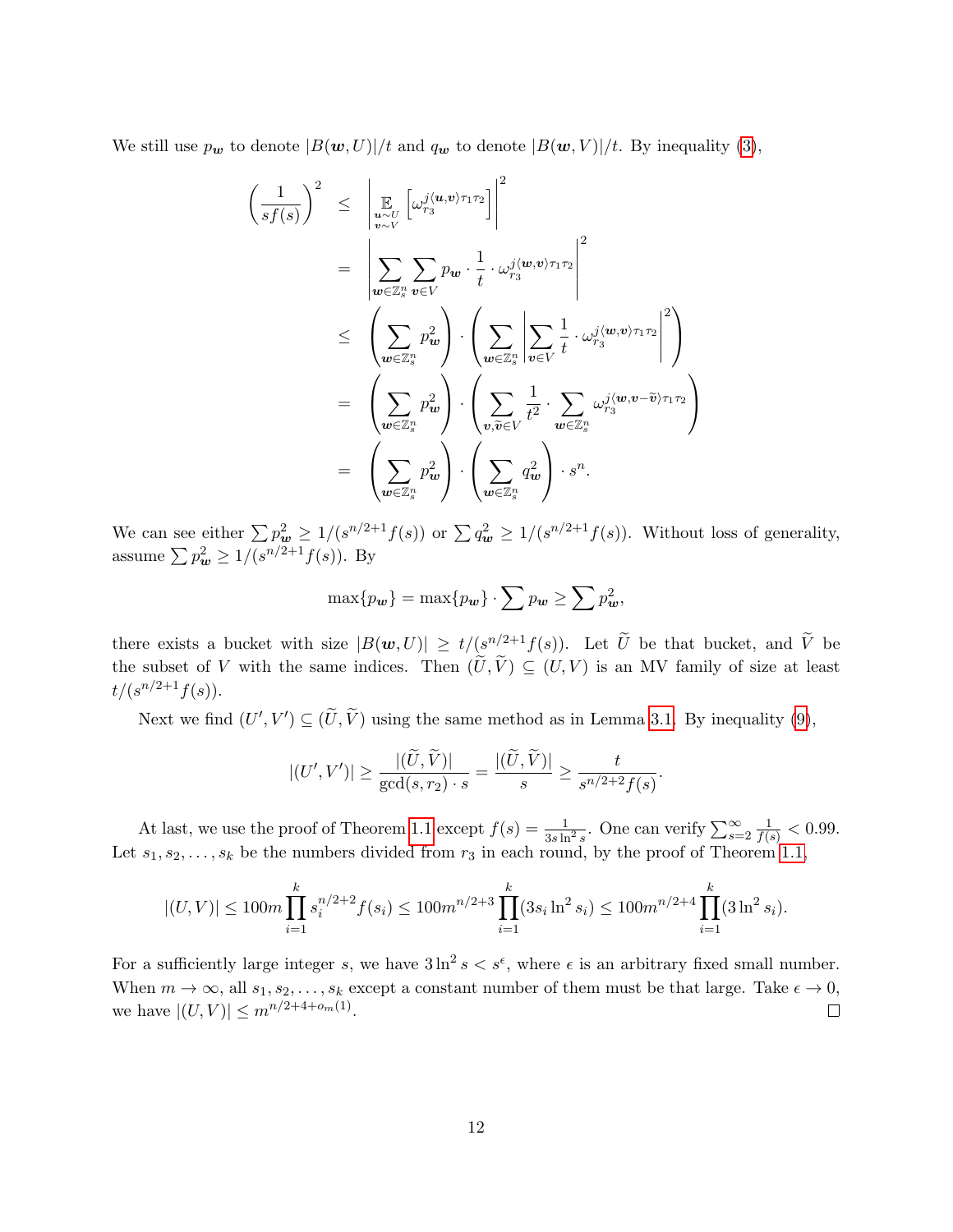We still use $p_{\boldsymbol{w}}$ to denote $|B(\boldsymbol{w}, U)|/t$ and $q_{\boldsymbol{w}}$ to denote $|B(\boldsymbol{w}, V)|/t$. By inequality (3),

$$
\begin{aligned}
\left(\frac{1}{sf(s)}\right)^2 &\leq \left| \mathop{\mathbb{E}}_{\substack{\boldsymbol{u}\sim U \\ \boldsymbol{v}\sim V}} \left[ \omega_{r_3}^{j\langle \boldsymbol{u}, \boldsymbol{v}\rangle \tau_1 \tau_2} \right] \right|^2 \\
&= \left| \sum_{\boldsymbol{w}\in \mathbb{Z}_s^n} \sum_{\boldsymbol{v}\in V} p_{\boldsymbol{w}} \cdot \frac{1}{t} \cdot \omega_{r_3}^{j\langle \boldsymbol{w}, \boldsymbol{v}\rangle \tau_1 \tau_2} \right|^2 \\
&\leq \left( \sum_{\boldsymbol{w}\in \mathbb{Z}_s^n} p_{\boldsymbol{w}}^2 \right) \cdot \left( \sum_{\boldsymbol{w}\in \mathbb{Z}_s^n} \left| \sum_{\boldsymbol{v}\in V} \frac{1}{t} \cdot \omega_{r_3}^{j\langle \boldsymbol{w}, \boldsymbol{v}\rangle \tau_1 \tau_2} \right|^2 \right) \\
&= \left( \sum_{\boldsymbol{w}\in \mathbb{Z}_s^n} p_{\boldsymbol{w}}^2 \right) \cdot \left( \sum_{\boldsymbol{v}, \widetilde{\boldsymbol{v}}\in V} \frac{1}{t^2} \cdot \sum_{\boldsymbol{w}\in \mathbb{Z}_s^n} \omega_{r_3}^{j\langle \boldsymbol{w}, \boldsymbol{v}-\widetilde{\boldsymbol{v}}\rangle \tau_1 \tau_2} \right) \\
&= \left( \sum_{\boldsymbol{w}\in \mathbb{Z}_s^n} p_{\boldsymbol{w}}^2 \right) \cdot \left( \sum_{\boldsymbol{w}\in \mathbb{Z}_s^n} q_{\boldsymbol{w}}^2 \right) \cdot s^n.
\end{aligned}
$$

We can see either $\sum p_{\boldsymbol{w}}^2 \geq 1/(s^{n/2+1}f(s))$ or $\sum q_{\boldsymbol{w}}^2 \geq 1/(s^{n/2+1}f(s))$. Without loss of generality, assume $\sum p_{\boldsymbol{w}}^2 \geq 1/(s^{n/2+1}f(s))$. By

$$
\max\{p_{\boldsymbol{w}}\} = \max\{p_{\boldsymbol{w}}\} \cdot \sum p_{\boldsymbol{w}} \geq \sum p_{\boldsymbol{w}}^2,
$$

there exists a bucket with size $|B(\boldsymbol{w}, U)| \geq t/(s^{n/2+1}f(s))$. Let $\widetilde{U}$ be that bucket, and $\widetilde{V}$ be the subset of $V$ with the same indices. Then $(\widetilde{U}, \widetilde{V}) \subseteq (U, V)$ is an MV family of size at least $t/(s^{n/2+1}f(s))$.

Next we find $(U', V') \subseteq (\widetilde{U}, \widetilde{V})$ using the same method as in Lemma 3.1. By inequality (9),

$$
|(U', V')| \geq \frac{|(\widetilde{U}, \widetilde{V})|}{\gcd(s, r_2) \cdot s} = \frac{|(\widetilde{U}, \widetilde{V})|}{s} \geq \frac{t}{s^{n/2+2}f(s)}.
$$

At last, we use the proof of Theorem 1.1 except $f(s) = \frac{1}{3s\ln^2 s}$. One can verify $\sum_{s=2}^{\infty} \frac{1}{f(s)} < 0.99$. Let $s_1, s_2, \ldots, s_k$ be the numbers divided from $r_3$ in each round, by the proof of Theorem 1.1,

$$
|(U, V)| \leq 100m \prod_{i=1}^{k} s_i^{n/2+2} f(s_i) \leq 100m^{n/2+3} \prod_{i=1}^{k} (3s_i \ln^2 s_i) \leq 100m^{n/2+4} \prod_{i=1}^{k} (3\ln^2 s_i).
$$

For a sufficiently large integer $s$, we have $3\ln^2 s < s^{\epsilon}$, where $\epsilon$ is an arbitrary fixed small number. When $m \to \infty$, all $s_1, s_2, \ldots, s_k$ except a constant number of them must be that large. Take $\epsilon \to 0$, we have $|(U, V)| \leq m^{n/2+4+o_m(1)}$. $\square$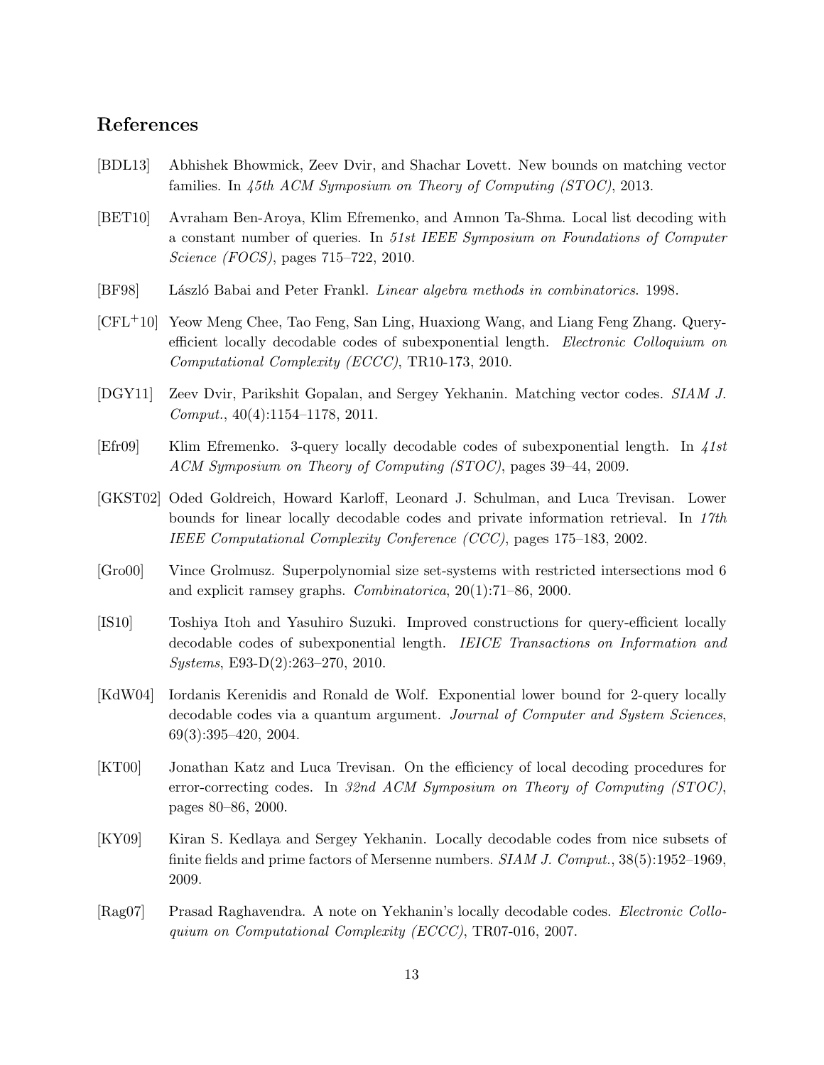## References

[BDL13] Abhishek Bhowmick, Zeev Dvir, and Shachar Lovett. New bounds on matching vector families. In *45th ACM Symposium on Theory of Computing (STOC)*, 2013.

[BET10] Avraham Ben-Aroya, Klim Efremenko, and Amnon Ta-Shma. Local list decoding with a constant number of queries. In *51st IEEE Symposium on Foundations of Computer Science (FOCS)*, pages 715–722, 2010.

[BF98] László Babai and Peter Frankl. *Linear algebra methods in combinatorics*. 1998.

[CFL+10] Yeow Meng Chee, Tao Feng, San Ling, Huaxiong Wang, and Liang Feng Zhang. Query-efficient locally decodable codes of subexponential length. *Electronic Colloquium on Computational Complexity (ECCC)*, TR10-173, 2010.

[DGY11] Zeev Dvir, Parikshit Gopalan, and Sergey Yekhanin. Matching vector codes. *SIAM J. Comput.*, 40(4):1154–1178, 2011.

[Efr09] Klim Efremenko. 3-query locally decodable codes of subexponential length. In *41st ACM Symposium on Theory of Computing (STOC)*, pages 39–44, 2009.

[GKST02] Oded Goldreich, Howard Karloff, Leonard J. Schulman, and Luca Trevisan. Lower bounds for linear locally decodable codes and private information retrieval. In *17th IEEE Computational Complexity Conference (CCC)*, pages 175–183, 2002.

[Gro00] Vince Grolmusz. Superpolynomial size set-systems with restricted intersections mod 6 and explicit ramsey graphs. *Combinatorica*, 20(1):71–86, 2000.

[IS10] Toshiya Itoh and Yasuhiro Suzuki. Improved constructions for query-efficient locally decodable codes of subexponential length. *IEICE Transactions on Information and Systems*, E93-D(2):263–270, 2010.

[KdW04] Iordanis Kerenidis and Ronald de Wolf. Exponential lower bound for 2-query locally decodable codes via a quantum argument. *Journal of Computer and System Sciences*, 69(3):395–420, 2004.

[KT00] Jonathan Katz and Luca Trevisan. On the efficiency of local decoding procedures for error-correcting codes. In *32nd ACM Symposium on Theory of Computing (STOC)*, pages 80–86, 2000.

[KY09] Kiran S. Kedlaya and Sergey Yekhanin. Locally decodable codes from nice subsets of finite fields and prime factors of Mersenne numbers. *SIAM J. Comput.*, 38(5):1952–1969, 2009.

[Rag07] Prasad Raghavendra. A note on Yekhanin's locally decodable codes. *Electronic Colloquium on Computational Complexity (ECCC)*, TR07-016, 2007.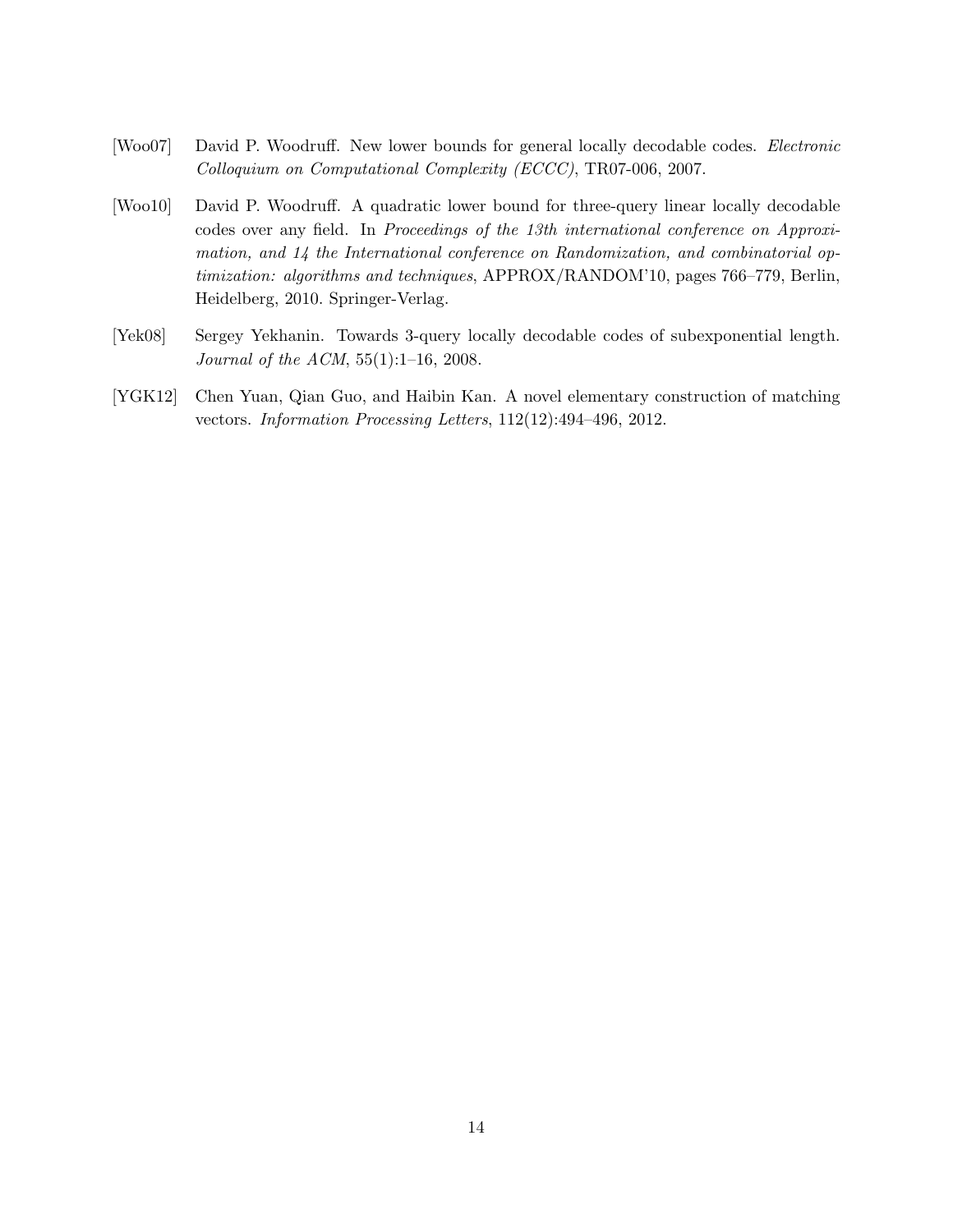[Woo07] David P. Woodruff. New lower bounds for general locally decodable codes. *Electronic Colloquium on Computational Complexity (ECCC)*, TR07-006, 2007.

[Woo10] David P. Woodruff. A quadratic lower bound for three-query linear locally decodable codes over any field. In *Proceedings of the 13th international conference on Approximation, and 14 the International conference on Randomization, and combinatorial optimization: algorithms and techniques*, APPROX/RANDOM'10, pages 766–779, Berlin, Heidelberg, 2010. Springer-Verlag.

[Yek08] Sergey Yekhanin. Towards 3-query locally decodable codes of subexponential length. *Journal of the ACM*, 55(1):1–16, 2008.

[YGK12] Chen Yuan, Qian Guo, and Haibin Kan. A novel elementary construction of matching vectors. *Information Processing Letters*, 112(12):494–496, 2012.